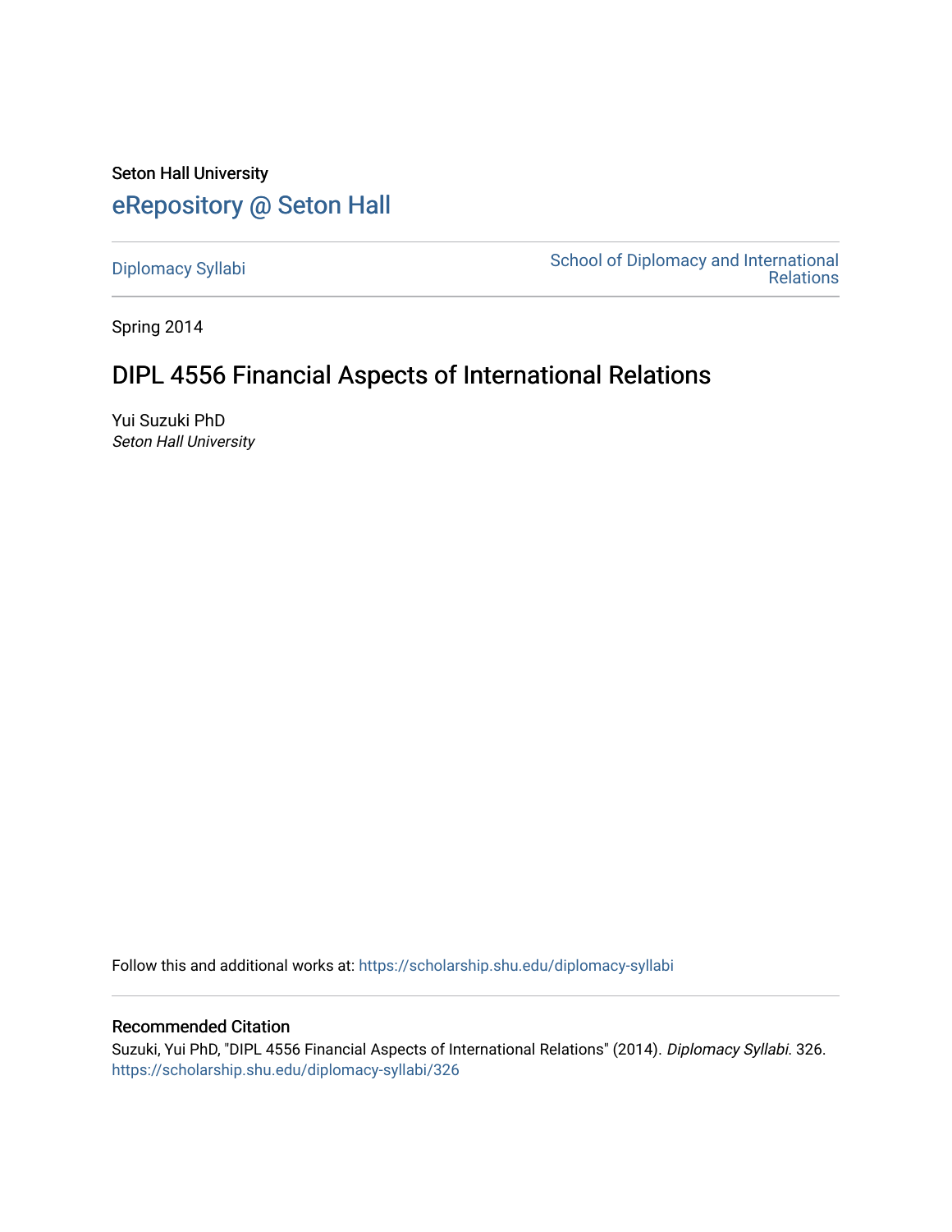Seton Hall University

# eRepository @ Seton Hall

Diplomacy Syllabi

School of Diplomacy and International Relations

Spring 2014

## DIPL 4556 Financial Aspects of International Relations

Yui Suzuki PhD
*Seton Hall University*

Follow this and additional works at: https://scholarship.shu.edu/diplomacy-syllabi

### Recommended Citation

Suzuki, Yui PhD, "DIPL 4556 Financial Aspects of International Relations" (2014). *Diplomacy Syllabi*. 326.
https://scholarship.shu.edu/diplomacy-syllabi/326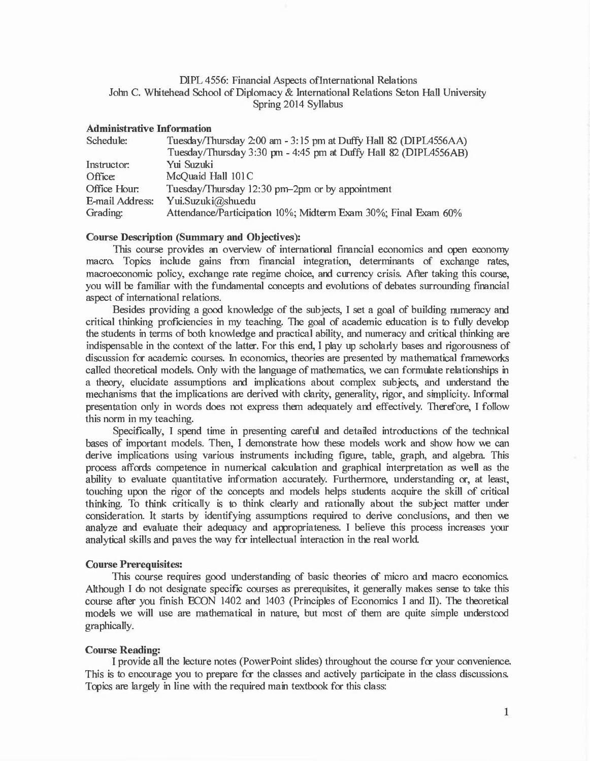DIPL 4556: Financial Aspects ofInternational Relations
John C. Whitehead School of Diplomacy & International Relations Seton Hall University
Spring 2014 Syllabus

**Administrative Information**

| | |
|---|---|
| Schedule: | Tuesday/Thursday 2:00 am - 3:15 pm at Duffy Hall 82 (DIPL4556AA) |
| | Tuesday/Thursday 3:30 pm - 4:45 pm at Duffy Hall 82 (DIPL4556AB) |
| Instructor: | Yui Suzuki |
| Office: | McQuaid Hall 101C |
| Office Hour: | Tuesday/Thursday 12:30 pm–2pm or by appointment |
| E-mail Address: | Yui.Suzuki@shu.edu |
| Grading: | Attendance/Participation 10%; Midterm Exam 30%; Final Exam 60% |

**Course Description (Summary and Objectives):**

This course provides an overview of international financial economics and open economy macro. Topics include gains from financial integration, determinants of exchange rates, macroeconomic policy, exchange rate regime choice, and currency crisis. After taking this course, you will be familiar with the fundamental concepts and evolutions of debates surrounding financial aspect of international relations.

Besides providing a good knowledge of the subjects, I set a goal of building numeracy and critical thinking proficiencies in my teaching. The goal of academic education is to fully develop the students in terms of both knowledge and practical ability, and numeracy and critical thinking are indispensable in the context of the latter. For this end, I play up scholarly bases and rigorousness of discussion for academic courses. In economics, theories are presented by mathematical frameworks called theoretical models. Only with the language of mathematics, we can formulate relationships in a theory, elucidate assumptions and implications about complex subjects, and understand the mechanisms that the implications are derived with clarity, generality, rigor, and simplicity. Informal presentation only in words does not express them adequately and effectively. Therefore, I follow this norm in my teaching.

Specifically, I spend time in presenting careful and detailed introductions of the technical bases of important models. Then, I demonstrate how these models work and show how we can derive implications using various instruments including figure, table, graph, and algebra. This process affords competence in numerical calculation and graphical interpretation as well as the ability to evaluate quantitative information accurately. Furthermore, understanding or, at least, touching upon the rigor of the concepts and models helps students acquire the skill of critical thinking. To think critically is to think clearly and rationally about the subject matter under consideration. It starts by identifying assumptions required to derive conclusions, and then we analyze and evaluate their adequacy and appropriateness. I believe this process increases your analytical skills and paves the way for intellectual interaction in the real world.

**Course Prerequisites:**

This course requires good understanding of basic theories of micro and macro economics. Although I do not designate specific courses as prerequisites, it generally makes sense to take this course after you finish ECON 1402 and 1403 (Principles of Economics I and II). The theoretical models we will use are mathematical in nature, but most of them are quite simple understood graphically.

**Course Reading:**

I provide all the lecture notes (PowerPoint slides) throughout the course for your convenience. This is to encourage you to prepare for the classes and actively participate in the class discussions. Topics are largely in line with the required main textbook for this class: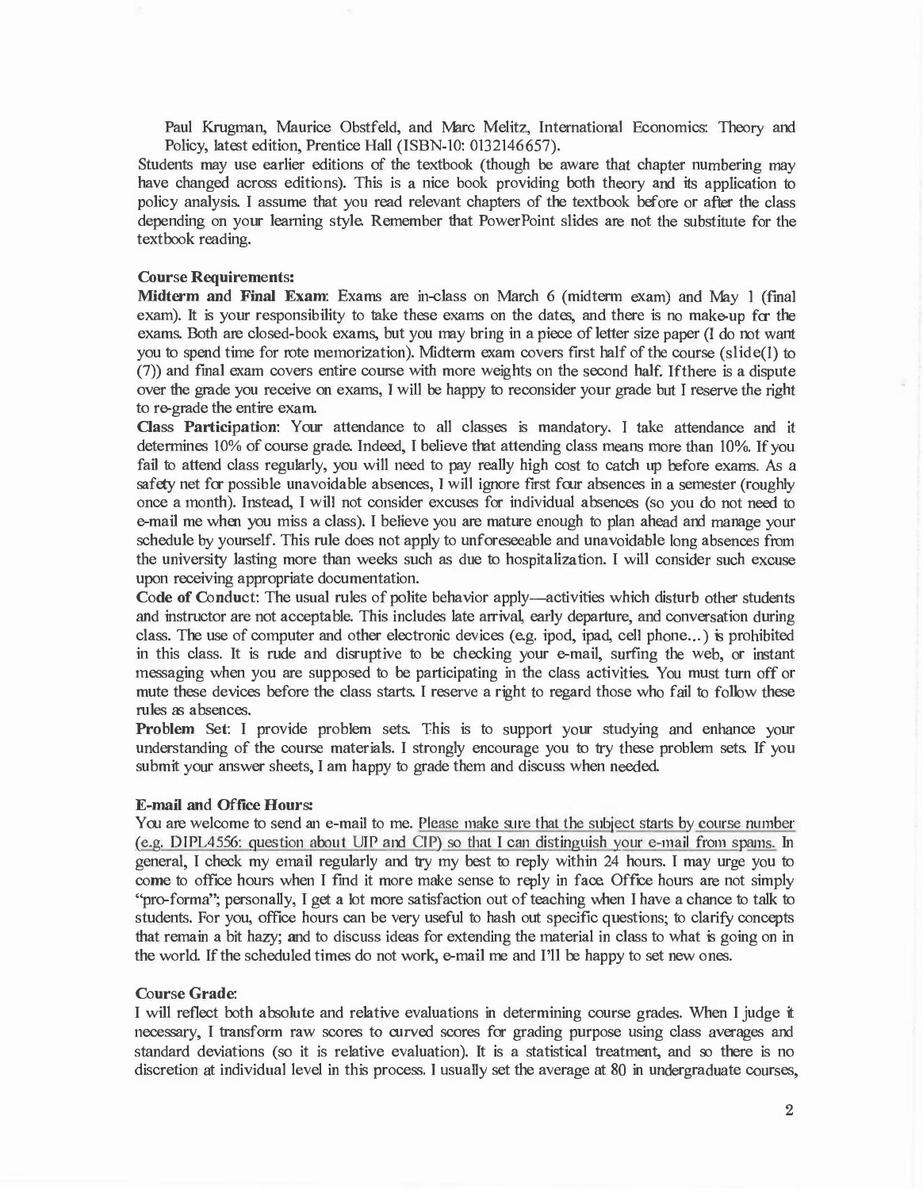Paul Krugman, Maurice Obstfeld, and Marc Melitz, International Economics: Theory and Policy, latest edition, Prentice Hall (ISBN-10: 0132146657).

Students may use earlier editions of the textbook (though be aware that chapter numbering may have changed across editions). This is a nice book providing both theory and its application to policy analysis. I assume that you read relevant chapters of the textbook before or after the class depending on your learning style. Remember that PowerPoint slides are not the substitute for the textbook reading.

**Course Requirements:**

**Midterm and Final Exam**: Exams are in-class on March 6 (midterm exam) and May 1 (final exam). It is your responsibility to take these exams on the dates, and there is no make-up for the exams. Both are closed-book exams, but you may bring in a piece of letter size paper (I do not want you to spend time for rote memorization). Midterm exam covers first half of the course (slide(1) to (7)) and final exam covers entire course with more weights on the second half. If there is a dispute over the grade you receive on exams, I will be happy to reconsider your grade but I reserve the right to re-grade the entire exam.

**Class Participation**: Your attendance to all classes is mandatory. I take attendance and it determines 10% of course grade. Indeed, I believe that attending class means more than 10%. If you fail to attend class regularly, you will need to pay really high cost to catch up before exams. As a safety net for possible unavoidable absences, I will ignore first four absences in a semester (roughly once a month). Instead, I will not consider excuses for individual absences (so you do not need to e-mail me when you miss a class). I believe you are mature enough to plan ahead and manage your schedule by yourself. This rule does not apply to unforeseeable and unavoidable long absences from the university lasting more than weeks such as due to hospitalization. I will consider such excuse upon receiving appropriate documentation.

**Code of Conduct**: The usual rules of polite behavior apply—activities which disturb other students and instructor are not acceptable. This includes late arrival, early departure, and conversation during class. The use of computer and other electronic devices (e.g. ipod, ipad, cell phone...) is prohibited in this class. It is rude and disruptive to be checking your e-mail, surfing the web, or instant messaging when you are supposed to be participating in the class activities. You must turn off or mute these devices before the class starts. I reserve a right to regard those who fail to follow these rules as absences.

**Problem Set**: I provide problem sets. This is to support your studying and enhance your understanding of the course materials. I strongly encourage you to try these problem sets. If you submit your answer sheets, I am happy to grade them and discuss when needed.

**E-mail and Office Hours:**

You are welcome to send an e-mail to me. Please make sure that the subject starts by course number (e.g. DIPL4556: question about UIP and CIP) so that I can distinguish your e-mail from spams. In general, I check my email regularly and try my best to reply within 24 hours. I may urge you to come to office hours when I find it more make sense to reply in face. Office hours are not simply "pro-forma"; personally, I get a lot more satisfaction out of teaching when I have a chance to talk to students. For you, office hours can be very useful to hash out specific questions; to clarify concepts that remain a bit hazy; and to discuss ideas for extending the material in class to what is going on in the world. If the scheduled times do not work, e-mail me and I'll be happy to set new ones.

**Course Grade:**

I will reflect both absolute and relative evaluations in determining course grades. When I judge it necessary, I transform raw scores to curved scores for grading purpose using class averages and standard deviations (so it is relative evaluation). It is a statistical treatment, and so there is no discretion at individual level in this process. I usually set the average at 80 in undergraduate courses,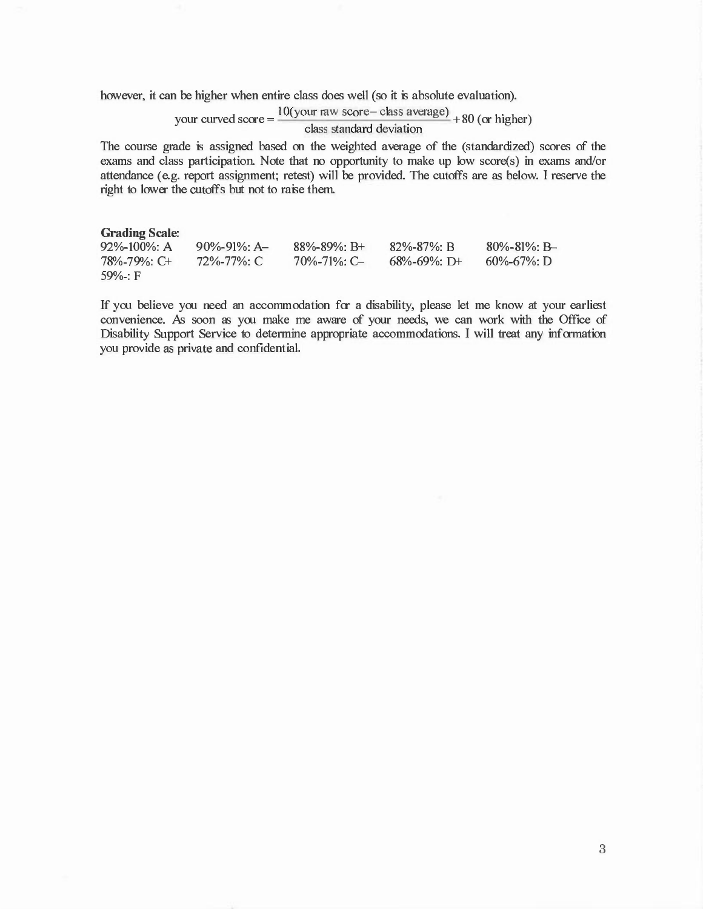however, it can be higher when entire class does well (so it is absolute evaluation).

$$\text{your curved score} = \frac{10(\text{your raw score} - \text{class average})}{\text{class standard deviation}} + 80 \text{ (or higher)}$$

The course grade is assigned based on the weighted average of the (standardized) scores of the exams and class participation. Note that no opportunity to make up low score(s) in exams and/or attendance (e.g. report assignment; retest) will be provided. The cutoffs are as below. I reserve the right to lower the cutoffs but not to raise them.

**Grading Scale:**

| | | | | |
|---|---|---|---|---|
| 92%-100%: A | 90%-91%: A– | 88%-89%: B+ | 82%-87%: B | 80%-81%: B– |
| 78%-79%: C+ | 72%-77%: C | 70%-71%: C– | 68%-69%: D+ | 60%-67%: D |
| 59%-: F | | | | |

If you believe you need an accommodation for a disability, please let me know at your earliest convenience. As soon as you make me aware of your needs, we can work with the Office of Disability Support Service to determine appropriate accommodations. I will treat any information you provide as private and confidential.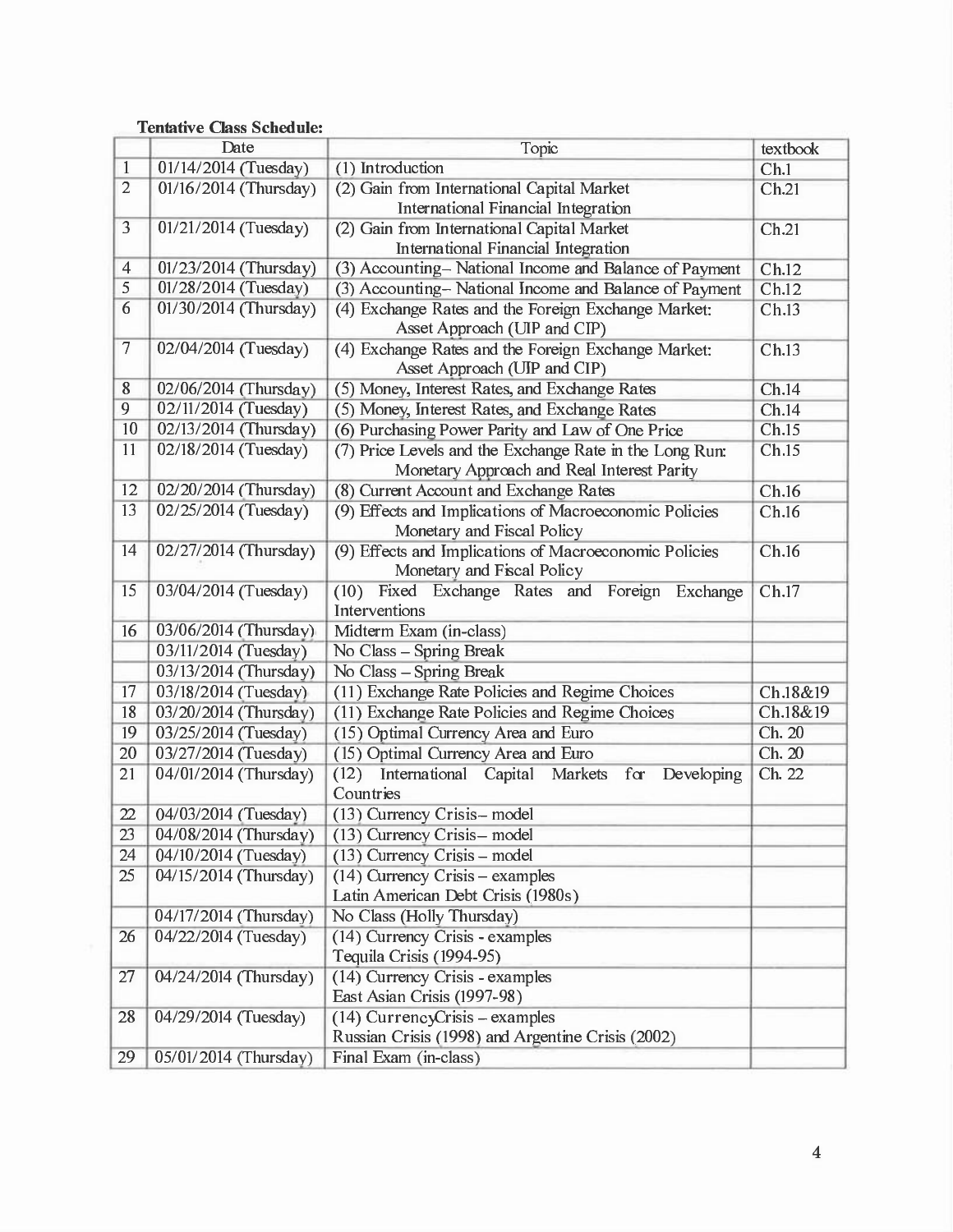**Tentative Class Schedule:**

| | Date | Topic | textbook |
|---|---|---|---|
| 1 | 01/14/2014 (Tuesday) | (1) Introduction | Ch.1 |
| 2 | 01/16/2014 (Thursday) | (2) Gain from International Capital Market International Financial Integration | Ch.21 |
| 3 | 01/21/2014 (Tuesday) | (2) Gain from International Capital Market International Financial Integration | Ch.21 |
| 4 | 01/23/2014 (Thursday) | (3) Accounting– National Income and Balance of Payment | Ch.12 |
| 5 | 01/28/2014 (Tuesday) | (3) Accounting– National Income and Balance of Payment | Ch.12 |
| 6 | 01/30/2014 (Thursday) | (4) Exchange Rates and the Foreign Exchange Market: Asset Approach (UIP and CIP) | Ch.13 |
| 7 | 02/04/2014 (Tuesday) | (4) Exchange Rates and the Foreign Exchange Market: Asset Approach (UIP and CIP) | Ch.13 |
| 8 | 02/06/2014 (Thursday) | (5) Money, Interest Rates, and Exchange Rates | Ch.14 |
| 9 | 02/11/2014 (Tuesday) | (5) Money, Interest Rates, and Exchange Rates | Ch.14 |
| 10 | 02/13/2014 (Thursday) | (6) Purchasing Power Parity and Law of One Price | Ch.15 |
| 11 | 02/18/2014 (Tuesday) | (7) Price Levels and the Exchange Rate in the Long Run: Monetary Approach and Real Interest Parity | Ch.15 |
| 12 | 02/20/2014 (Thursday) | (8) Current Account and Exchange Rates | Ch.16 |
| 13 | 02/25/2014 (Tuesday) | (9) Effects and Implications of Macroeconomic Policies Monetary and Fiscal Policy | Ch.16 |
| 14 | 02/27/2014 (Thursday) | (9) Effects and Implications of Macroeconomic Policies Monetary and Fiscal Policy | Ch.16 |
| 15 | 03/04/2014 (Tuesday) | (10) Fixed Exchange Rates and Foreign Exchange Interventions | Ch.17 |
| 16 | 03/06/2014 (Thursday) | Midterm Exam (in-class) | |
| | 03/11/2014 (Tuesday) | No Class – Spring Break | |
| | 03/13/2014 (Thursday) | No Class – Spring Break | |
| 17 | 03/18/2014 (Tuesday) | (11) Exchange Rate Policies and Regime Choices | Ch.18&19 |
| 18 | 03/20/2014 (Thursday) | (11) Exchange Rate Policies and Regime Choices | Ch.18&19 |
| 19 | 03/25/2014 (Tuesday) | (15) Optimal Currency Area and Euro | Ch. 20 |
| 20 | 03/27/2014 (Tuesday) | (15) Optimal Currency Area and Euro | Ch. 20 |
| 21 | 04/01/2014 (Thursday) | (12) International Capital Markets for Developing Countries | Ch. 22 |
| 22 | 04/03/2014 (Tuesday) | (13) Currency Crisis– model | |
| 23 | 04/08/2014 (Thursday) | (13) Currency Crisis– model | |
| 24 | 04/10/2014 (Tuesday) | (13) Currency Crisis – model | |
| 25 | 04/15/2014 (Thursday) | (14) Currency Crisis – examples Latin American Debt Crisis (1980s) | |
| | 04/17/2014 (Thursday) | No Class (Holly Thursday) | |
| 26 | 04/22/2014 (Tuesday) | (14) Currency Crisis - examples Tequila Crisis (1994-95) | |
| 27 | 04/24/2014 (Thursday) | (14) Currency Crisis - examples East Asian Crisis (1997-98) | |
| 28 | 04/29/2014 (Tuesday) | (14) CurrencyCrisis – examples Russian Crisis (1998) and Argentine Crisis (2002) | |
| 29 | 05/01/2014 (Thursday) | Final Exam (in-class) | |